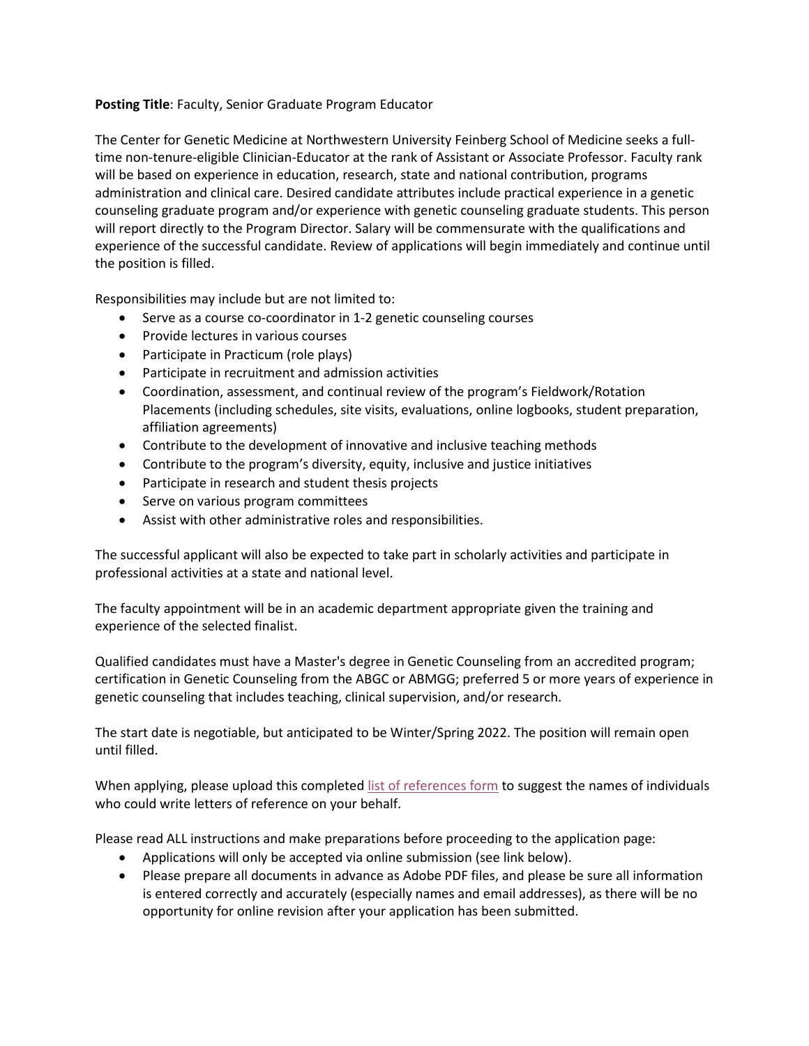**Posting Title**: Faculty, Senior Graduate Program Educator

The Center for Genetic Medicine at Northwestern University Feinberg School of Medicine seeks a full-time non-tenure-eligible Clinician-Educator at the rank of Assistant or Associate Professor. Faculty rank will be based on experience in education, research, state and national contribution, programs administration and clinical care. Desired candidate attributes include practical experience in a genetic counseling graduate program and/or experience with genetic counseling graduate students. This person will report directly to the Program Director. Salary will be commensurate with the qualifications and experience of the successful candidate. Review of applications will begin immediately and continue until the position is filled.

Responsibilities may include but are not limited to:

- Serve as a course co-coordinator in 1-2 genetic counseling courses
- Provide lectures in various courses
- Participate in Practicum (role plays)
- Participate in recruitment and admission activities
- Coordination, assessment, and continual review of the program's Fieldwork/Rotation Placements (including schedules, site visits, evaluations, online logbooks, student preparation, affiliation agreements)
- Contribute to the development of innovative and inclusive teaching methods
- Contribute to the program's diversity, equity, inclusive and justice initiatives
- Participate in research and student thesis projects
- Serve on various program committees
- Assist with other administrative roles and responsibilities.

The successful applicant will also be expected to take part in scholarly activities and participate in professional activities at a state and national level.

The faculty appointment will be in an academic department appropriate given the training and experience of the selected finalist.

Qualified candidates must have a Master's degree in Genetic Counseling from an accredited program; certification in Genetic Counseling from the ABGC or ABMGG; preferred 5 or more years of experience in genetic counseling that includes teaching, clinical supervision, and/or research.

The start date is negotiable, but anticipated to be Winter/Spring 2022. The position will remain open until filled.

When applying, please upload this completed list of references form to suggest the names of individuals who could write letters of reference on your behalf.

Please read ALL instructions and make preparations before proceeding to the application page:

- Applications will only be accepted via online submission (see link below).
- Please prepare all documents in advance as Adobe PDF files, and please be sure all information is entered correctly and accurately (especially names and email addresses), as there will be no opportunity for online revision after your application has been submitted.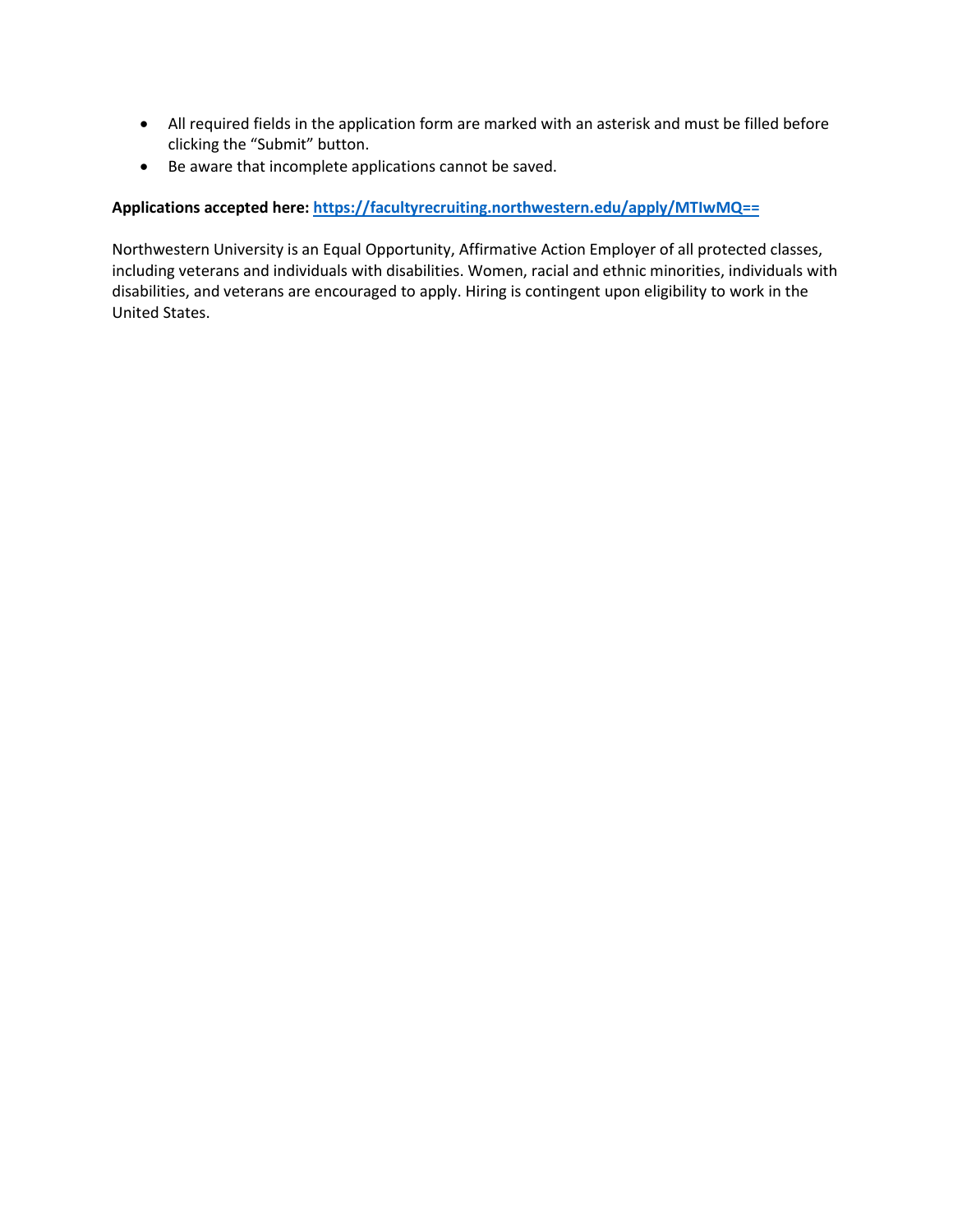- All required fields in the application form are marked with an asterisk and must be filled before clicking the "Submit" button.
- Be aware that incomplete applications cannot be saved.

**Applications accepted here: [https://facultyrecruiting.northwestern.edu/apply/MTIwMQ==](https://facultyrecruiting.northwestern.edu/apply/MTIwMQ==)**

Northwestern University is an Equal Opportunity, Affirmative Action Employer of all protected classes, including veterans and individuals with disabilities. Women, racial and ethnic minorities, individuals with disabilities, and veterans are encouraged to apply. Hiring is contingent upon eligibility to work in the United States.